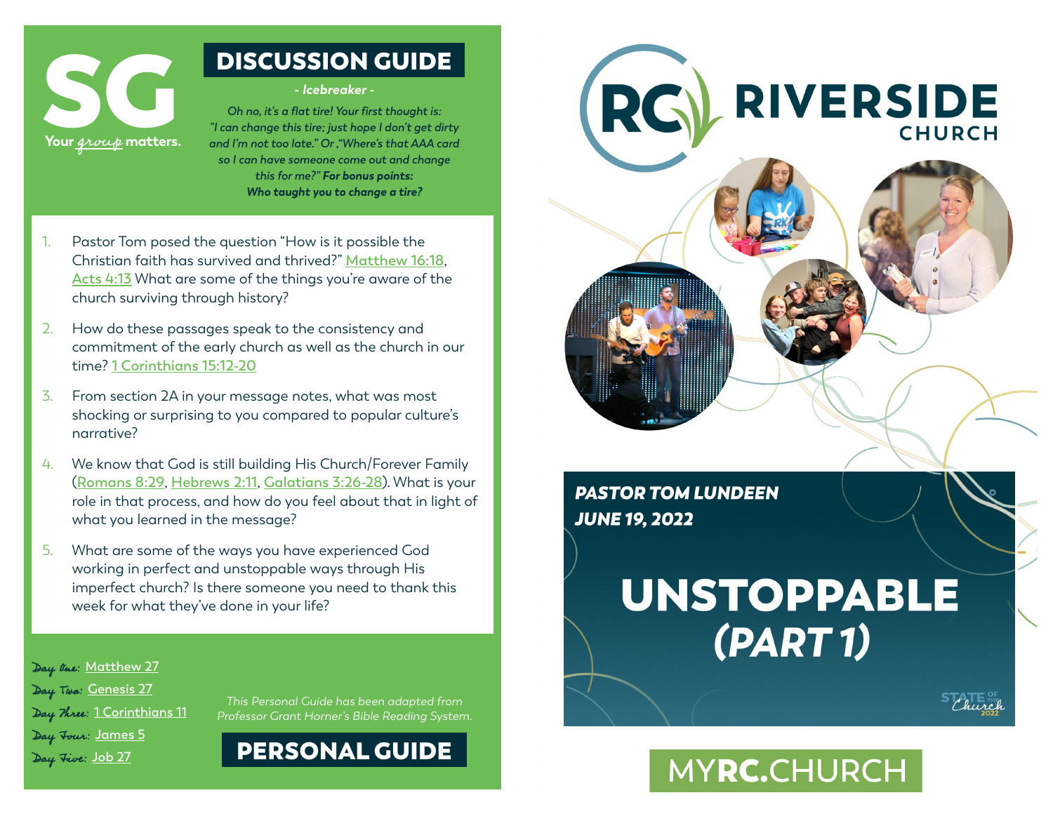# SG

Your *group* matters.

## DISCUSSION GUIDE

*- Icebreaker -*

*Oh no, it's a flat tire! Your first thought is: "I can change this tire; just hope I don't get dirty and I'm not too late." Or ,"Where's that AAA card so I can have someone come out and change this for me?"* ***For bonus points: Who taught you to change a tire?***

1. Pastor Tom posed the question "How is it possible the Christian faith has survived and thrived?" Matthew 16:18, Acts 4:13 What are some of the things you're aware of the church surviving through history?
2. How do these passages speak to the consistency and commitment of the early church as well as the church in our time? 1 Corinthians 15:12-20
3. From section 2A in your message notes, what was most shocking or surprising to you compared to popular culture's narrative?
4. We know that God is still building His Church/Forever Family (Romans 8:29, Hebrews 2:11, Galatians 3:26-28). What is your role in that process, and how do you feel about that in light of what you learned in the message?
5. What are some of the ways you have experienced God working in perfect and unstoppable ways through His imperfect church? Is there someone you need to thank this week for what they've done in your life?

*Day One:* Matthew 27
*Day Two:* Genesis 27
*Day Three:* 1 Corinthians 11
*Day Four:* James 5
*Day Five:* Job 27

*This Personal Guide has been adapted from Professor Grant Horner's Bible Reading System.*

## PERSONAL GUIDE

# RC RIVERSIDE CHURCH

***PASTOR TOM LUNDEEN***
***JUNE 19, 2022***

# UNSTOPPABLE *(PART 1)*

STATE OF THE Church 2022

MYRC.CHURCH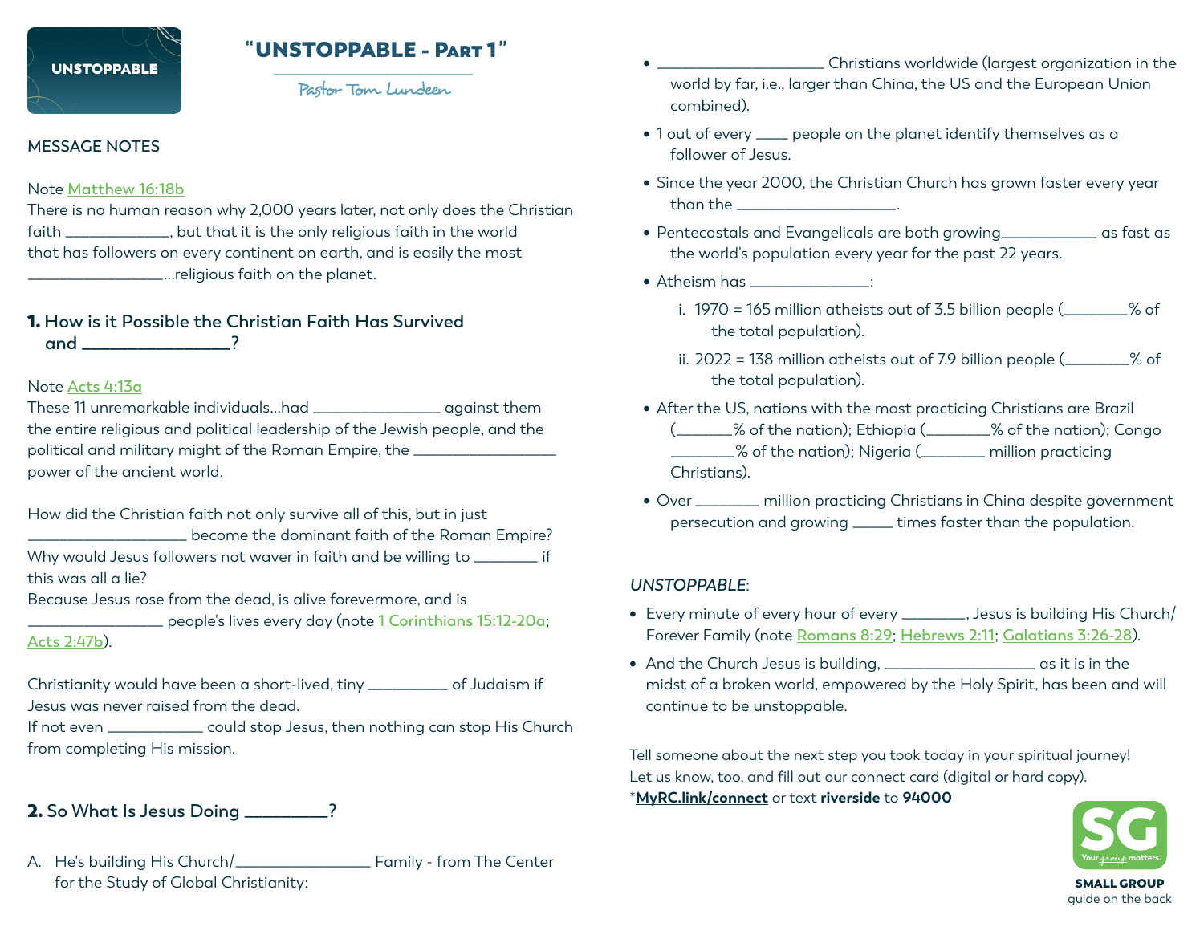UNSTOPPABLE

# "UNSTOPPABLE - Part 1"

Pastor Tom Lundeen

MESSAGE NOTES

Note Matthew 16:18b
There is no human reason why 2,000 years later, not only does the Christian faith _____________, but that it is the only religious faith in the world that has followers on every continent on earth, and is easily the most _________________...religious faith on the planet.

## 1. How is it Possible the Christian Faith Has Survived and _________________?

Note Acts 4:13a
These 11 unremarkable individuals...had _______________ against them the entire religious and political leadership of the Jewish people, and the political and military might of the Roman Empire, the __________________ power of the ancient world.

How did the Christian faith not only survive all of this, but in just ___________________ become the dominant faith of the Roman Empire?
Why would Jesus followers not waver in faith and be willing to ________ if this was all a lie?
Because Jesus rose from the dead, is alive forevermore, and is ________________ people's lives every day (note 1 Corinthians 15:12-20a; Acts 2:47b).

Christianity would have been a short-lived, tiny __________ of Judaism if Jesus was never raised from the dead.
If not even ____________ could stop Jesus, then nothing can stop His Church from completing His mission.

## 2. So What Is Jesus Doing _________?

A. He's building His Church/________________ Family - from The Center for the Study of Global Christianity:

- ____________________ Christians worldwide (largest organization in the world by far, i.e., larger than China, the US and the European Union combined).
- 1 out of every ____ people on the planet identify themselves as a follower of Jesus.
- Since the year 2000, the Christian Church has grown faster every year than the ___________________.
- Pentecostals and Evangelicals are both growing____________ as fast as the world's population every year for the past 22 years.
- Atheism has _______________:
  - i. 1970 = 165 million atheists out of 3.5 billion people (________% of the total population).
  - ii. 2022 = 138 million atheists out of 7.9 billion people (________% of the total population).
- After the US, nations with the most practicing Christians are Brazil (_______% of the nation); Ethiopia (________% of the nation); Congo ________% of the nation); Nigeria (________ million practicing Christians).
- Over ________ million practicing Christians in China despite government persecution and growing _____ times faster than the population.

*UNSTOPPABLE*:

- Every minute of every hour of every ________, Jesus is building His Church/ Forever Family (note Romans 8:29; Hebrews 2:11; Galatians 3:26-28).
- And the Church Jesus is building, ___________________ as it is in the midst of a broken world, empowered by the Holy Spirit, has been and will continue to be unstoppable.

Tell someone about the next step you took today in your spiritual journey!
Let us know, too, and fill out our connect card (digital or hard copy).
*__MyRC.link/connect__ or text **riverside** to **94000**

SG Your group matters.
**SMALL GROUP**
guide on the back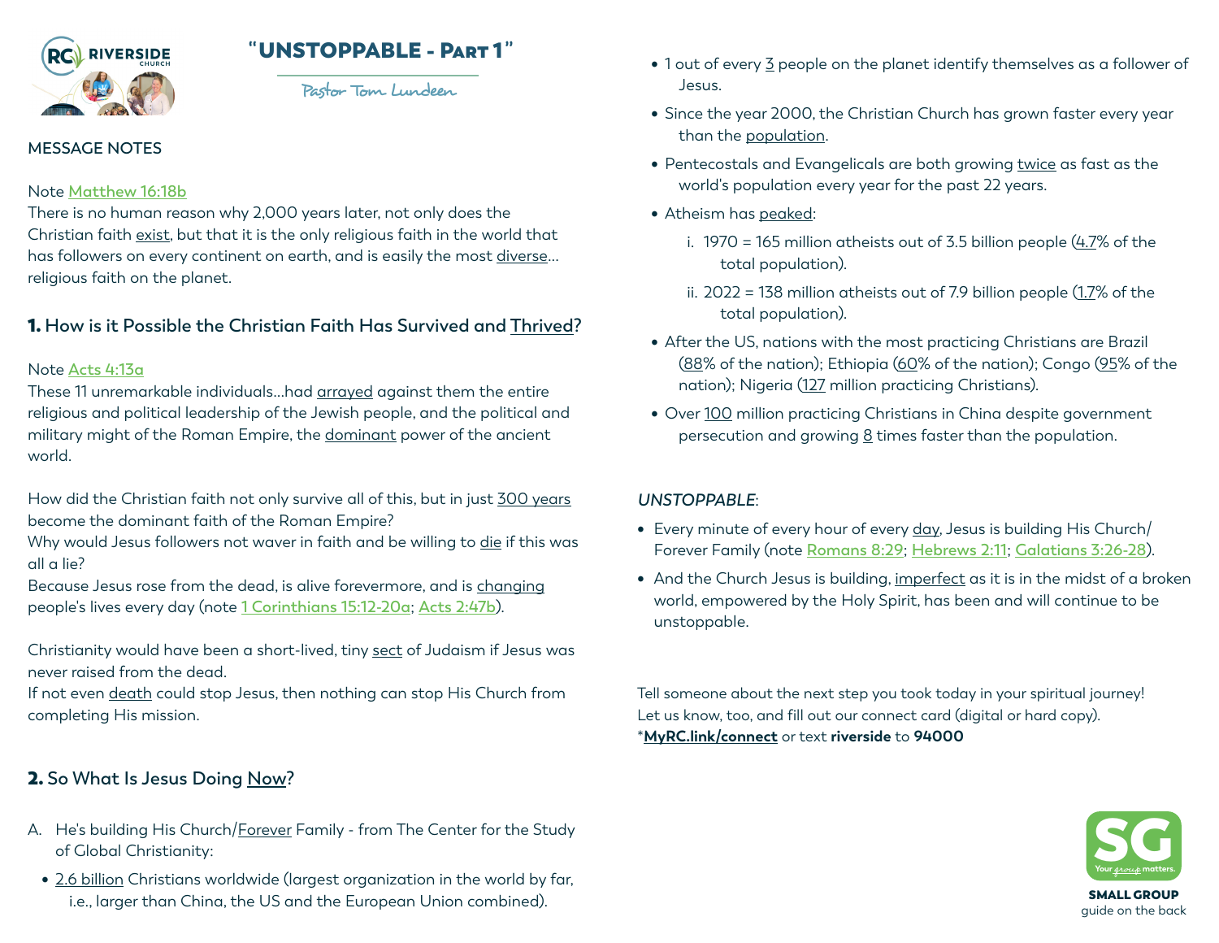# "UNSTOPPABLE - PART 1"

Pastor Tom Lundeen

MESSAGE NOTES

Note Matthew 16:18b

There is no human reason why 2,000 years later, not only does the Christian faith exist, but that it is the only religious faith in the world that has followers on every continent on earth, and is easily the most diverse… religious faith on the planet.

## 1. How is it Possible the Christian Faith Has Survived and Thrived?

Note Acts 4:13a

These 11 unremarkable individuals…had arrayed against them the entire religious and political leadership of the Jewish people, and the political and military might of the Roman Empire, the dominant power of the ancient world.

How did the Christian faith not only survive all of this, but in just 300 years become the dominant faith of the Roman Empire?

Why would Jesus followers not waver in faith and be willing to die if this was all a lie?

Because Jesus rose from the dead, is alive forevermore, and is changing people's lives every day (note 1 Corinthians 15:12-20a; Acts 2:47b).

Christianity would have been a short-lived, tiny sect of Judaism if Jesus was never raised from the dead.

If not even death could stop Jesus, then nothing can stop His Church from completing His mission.

## 2. So What Is Jesus Doing Now?

A. He's building His Church/Forever Family - from The Center for the Study of Global Christianity:

- 2.6 billion Christians worldwide (largest organization in the world by far, i.e., larger than China, the US and the European Union combined).
- 1 out of every 3 people on the planet identify themselves as a follower of Jesus.
- Since the year 2000, the Christian Church has grown faster every year than the population.
- Pentecostals and Evangelicals are both growing twice as fast as the world's population every year for the past 22 years.
- Atheism has peaked:
  - i. 1970 = 165 million atheists out of 3.5 billion people (4.7% of the total population).
  - ii. 2022 = 138 million atheists out of 7.9 billion people (1.7% of the total population).
- After the US, nations with the most practicing Christians are Brazil (88% of the nation); Ethiopia (60% of the nation); Congo (95% of the nation); Nigeria (127 million practicing Christians).
- Over 100 million practicing Christians in China despite government persecution and growing 8 times faster than the population.

*UNSTOPPABLE*:

- Every minute of every hour of every day, Jesus is building His Church/ Forever Family (note Romans 8:29; Hebrews 2:11; Galatians 3:26-28).
- And the Church Jesus is building, imperfect as it is in the midst of a broken world, empowered by the Holy Spirit, has been and will continue to be unstoppable.

Tell someone about the next step you took today in your spiritual journey!
Let us know, too, and fill out our connect card (digital or hard copy).
*MyRC.link/connect or text **riverside** to **94000**

**SMALL GROUP**
guide on the back